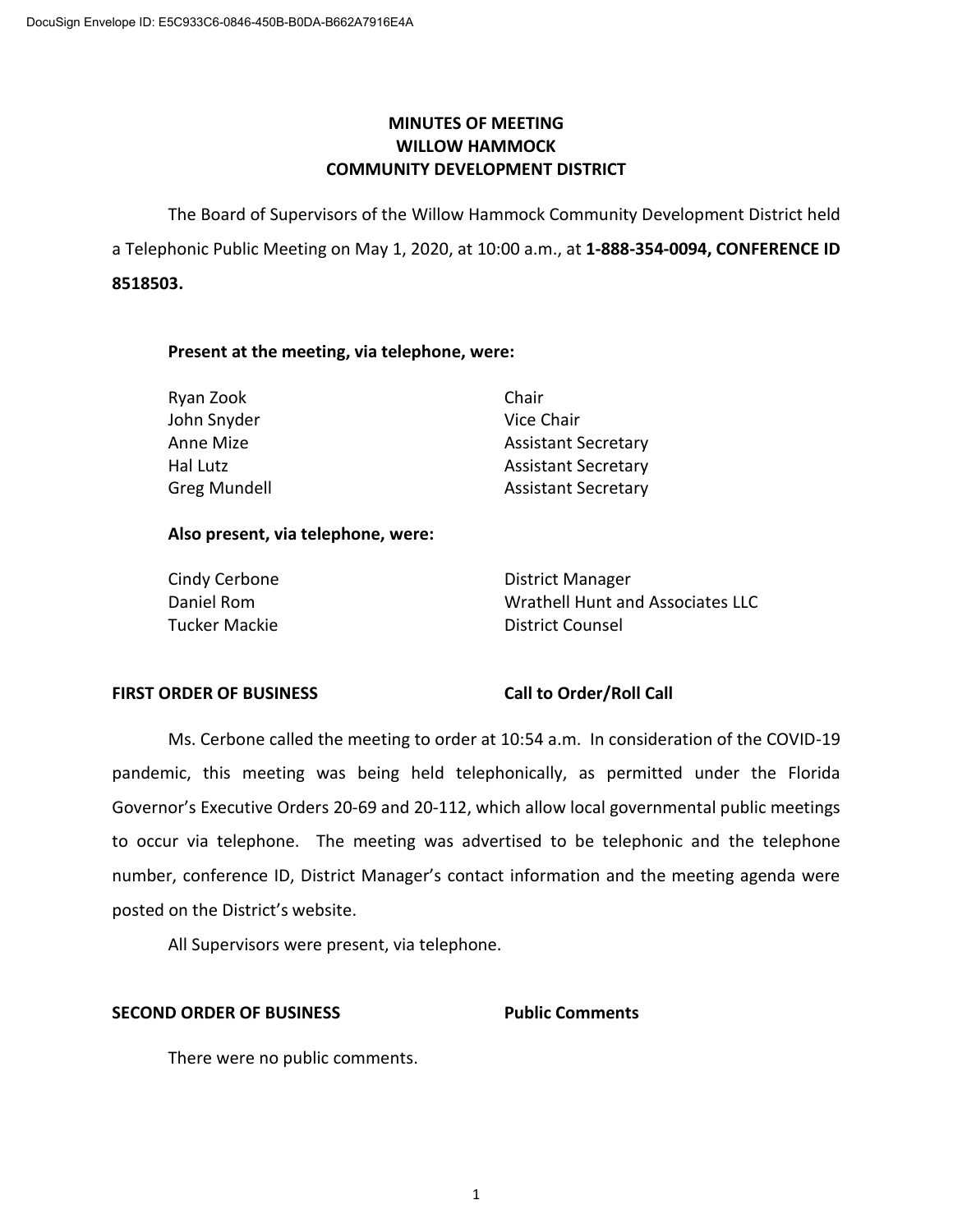DocuSign Envelope ID: E5C933C6-0846-450B-B0DA-B662A7916E4A

# MINUTES OF MEETING
# WILLOW HAMMOCK
# COMMUNITY DEVELOPMENT DISTRICT

The Board of Supervisors of the Willow Hammock Community Development District held a Telephonic Public Meeting on May 1, 2020, at 10:00 a.m., at **1-888-354-0094, CONFERENCE ID 8518503.**

**Present at the meeting, via telephone, were:**

| | |
|---|---|
| Ryan Zook | Chair |
| John Snyder | Vice Chair |
| Anne Mize | Assistant Secretary |
| Hal Lutz | Assistant Secretary |
| Greg Mundell | Assistant Secretary |

**Also present, via telephone, were:**

| | |
|---|---|
| Cindy Cerbone | District Manager |
| Daniel Rom | Wrathell Hunt and Associates LLC |
| Tucker Mackie | District Counsel |

**FIRST ORDER OF BUSINESS** **Call to Order/Roll Call**

Ms. Cerbone called the meeting to order at 10:54 a.m. In consideration of the COVID-19 pandemic, this meeting was being held telephonically, as permitted under the Florida Governor's Executive Orders 20-69 and 20-112, which allow local governmental public meetings to occur via telephone. The meeting was advertised to be telephonic and the telephone number, conference ID, District Manager's contact information and the meeting agenda were posted on the District's website.

All Supervisors were present, via telephone.

**SECOND ORDER OF BUSINESS** **Public Comments**

There were no public comments.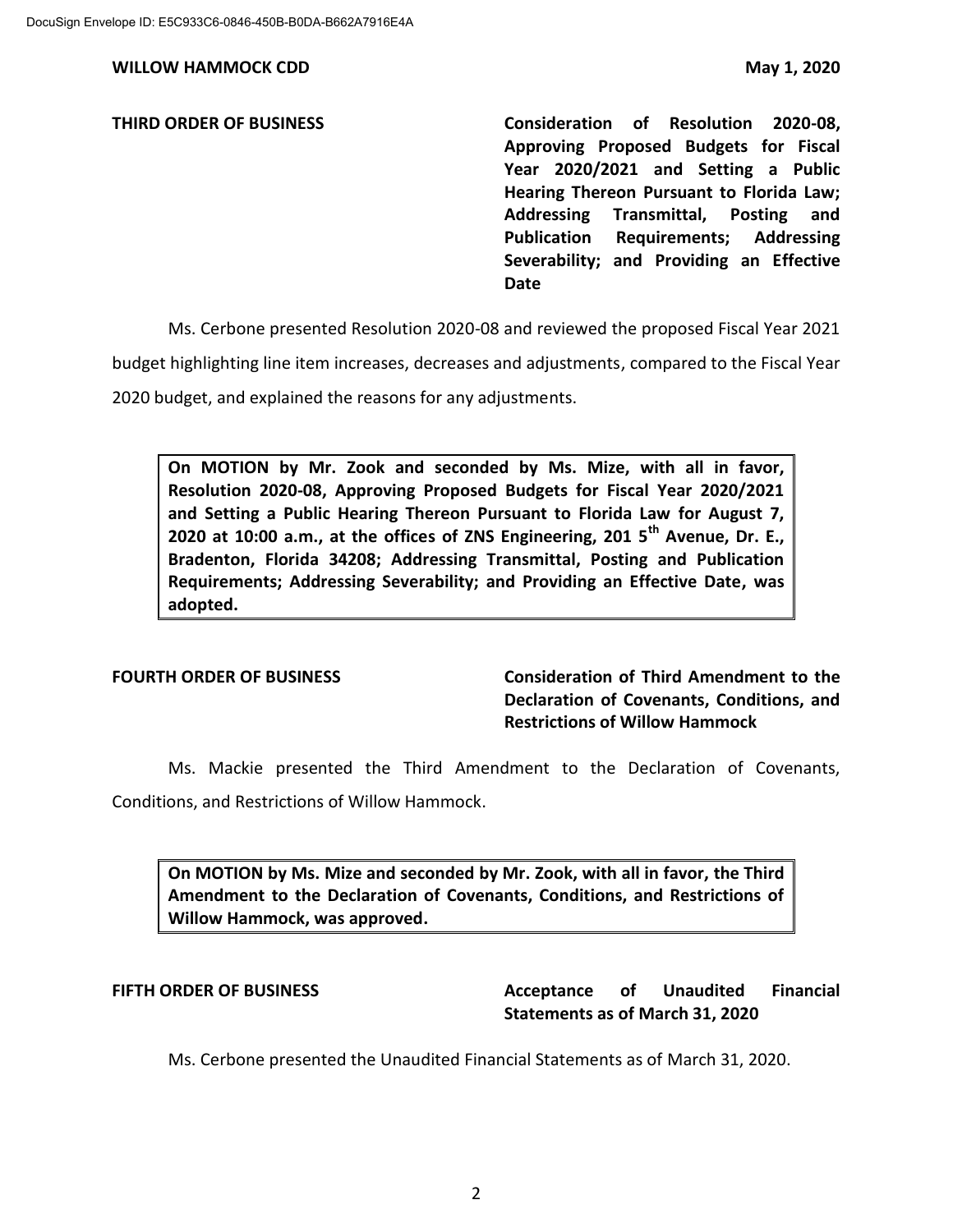**THIRD ORDER OF BUSINESS** — **Consideration of Resolution 2020-08, Approving Proposed Budgets for Fiscal Year 2020/2021 and Setting a Public Hearing Thereon Pursuant to Florida Law; Addressing Transmittal, Posting and Publication Requirements; Addressing Severability; and Providing an Effective Date**

Ms. Cerbone presented Resolution 2020-08 and reviewed the proposed Fiscal Year 2021 budget highlighting line item increases, decreases and adjustments, compared to the Fiscal Year 2020 budget, and explained the reasons for any adjustments.

> **On MOTION by Mr. Zook and seconded by Ms. Mize, with all in favor, Resolution 2020-08, Approving Proposed Budgets for Fiscal Year 2020/2021 and Setting a Public Hearing Thereon Pursuant to Florida Law for August 7, 2020 at 10:00 a.m., at the offices of ZNS Engineering, 201 5th Avenue, Dr. E., Bradenton, Florida 34208; Addressing Transmittal, Posting and Publication Requirements; Addressing Severability; and Providing an Effective Date, was adopted.**

**FOURTH ORDER OF BUSINESS** — **Consideration of Third Amendment to the Declaration of Covenants, Conditions, and Restrictions of Willow Hammock**

Ms. Mackie presented the Third Amendment to the Declaration of Covenants, Conditions, and Restrictions of Willow Hammock.

> **On MOTION by Ms. Mize and seconded by Mr. Zook, with all in favor, the Third Amendment to the Declaration of Covenants, Conditions, and Restrictions of Willow Hammock, was approved.**

**FIFTH ORDER OF BUSINESS** — **Acceptance of Unaudited Financial Statements as of March 31, 2020**

Ms. Cerbone presented the Unaudited Financial Statements as of March 31, 2020.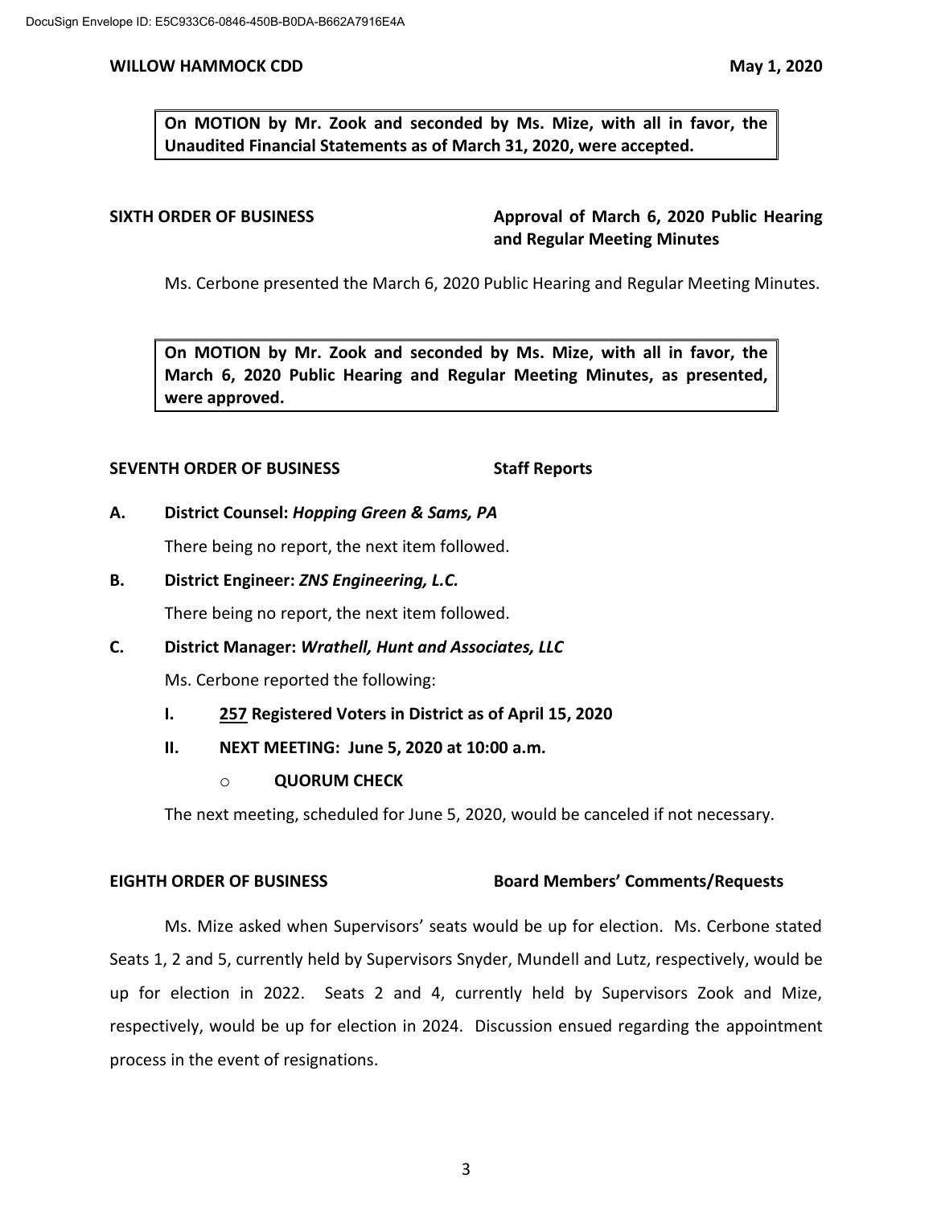**On MOTION by Mr. Zook and seconded by Ms. Mize, with all in favor, the Unaudited Financial Statements as of March 31, 2020, were accepted.**

**SIXTH ORDER OF BUSINESS** **Approval of March 6, 2020 Public Hearing and Regular Meeting Minutes**

Ms. Cerbone presented the March 6, 2020 Public Hearing and Regular Meeting Minutes.

**On MOTION by Mr. Zook and seconded by Ms. Mize, with all in favor, the March 6, 2020 Public Hearing and Regular Meeting Minutes, as presented, were approved.**

**SEVENTH ORDER OF BUSINESS** **Staff Reports**

**A. District Counsel: *Hopping Green & Sams, PA***

There being no report, the next item followed.

**B. District Engineer: *ZNS Engineering, L.C.***

There being no report, the next item followed.

**C. District Manager: *Wrathell, Hunt and Associates, LLC***

Ms. Cerbone reported the following:

- **I. 257 Registered Voters in District as of April 15, 2020**
- **II. NEXT MEETING: June 5, 2020 at 10:00 a.m.**
  - **QUORUM CHECK**

The next meeting, scheduled for June 5, 2020, would be canceled if not necessary.

**EIGHTH ORDER OF BUSINESS** **Board Members' Comments/Requests**

Ms. Mize asked when Supervisors' seats would be up for election. Ms. Cerbone stated Seats 1, 2 and 5, currently held by Supervisors Snyder, Mundell and Lutz, respectively, would be up for election in 2022. Seats 2 and 4, currently held by Supervisors Zook and Mize, respectively, would be up for election in 2024. Discussion ensued regarding the appointment process in the event of resignations.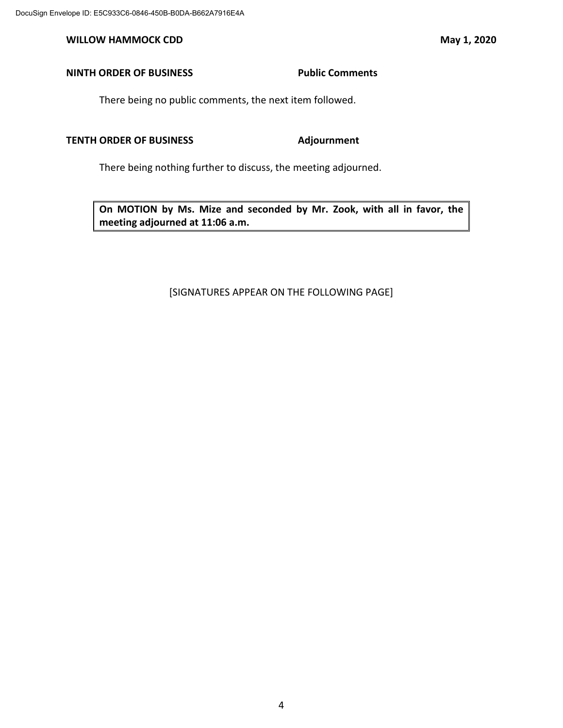**NINTH ORDER OF BUSINESS** **Public Comments**

There being no public comments, the next item followed.

**TENTH ORDER OF BUSINESS** **Adjournment**

There being nothing further to discuss, the meeting adjourned.

> **On MOTION by Ms. Mize and seconded by Mr. Zook, with all in favor, the meeting adjourned at 11:06 a.m.**

[SIGNATURES APPEAR ON THE FOLLOWING PAGE]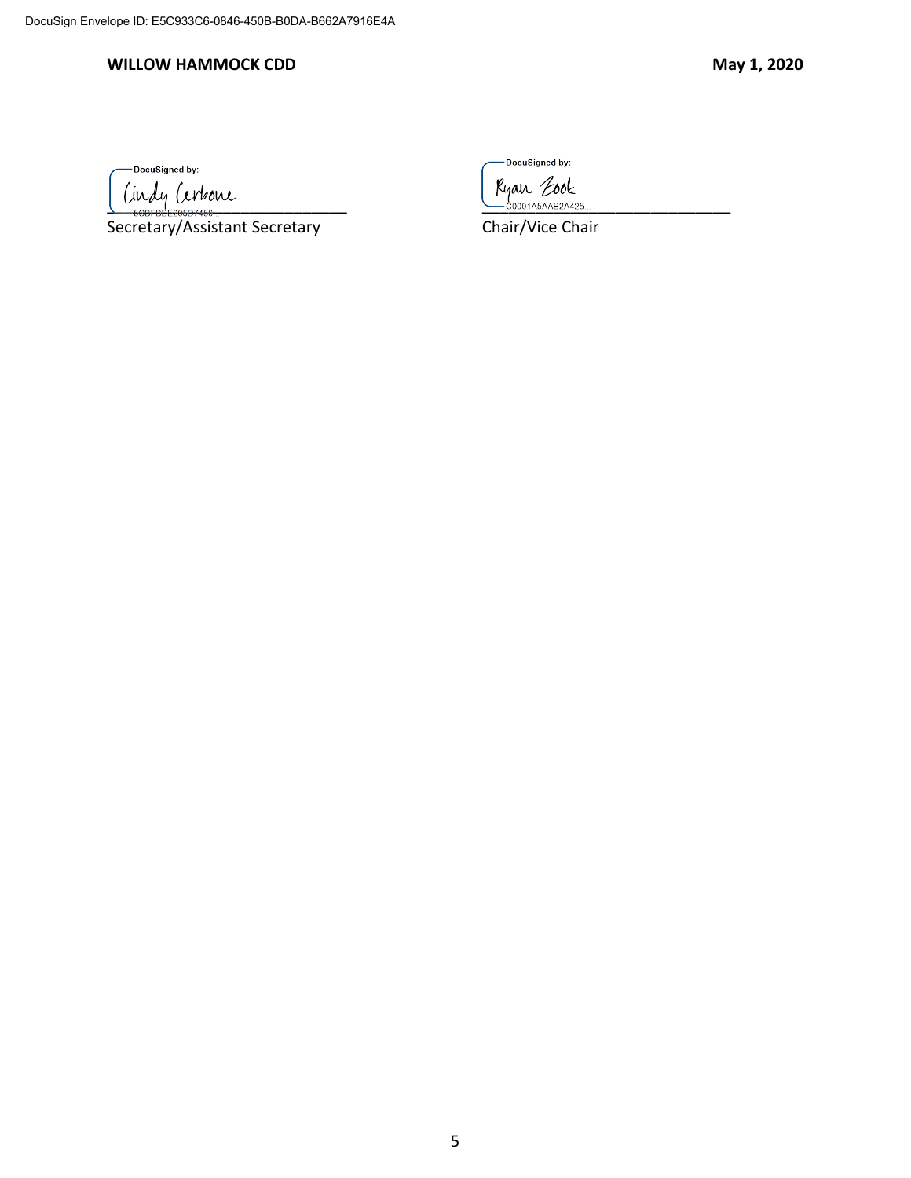**WILLOW HAMMOCK CDD** **May 1, 2020**

DocuSigned by:
Cindy Cerbone
5CBFBBE205D7450...

Secretary/Assistant Secretary

DocuSigned by:
Ryan Zook
C0001A5AAB2A425...

Chair/Vice Chair